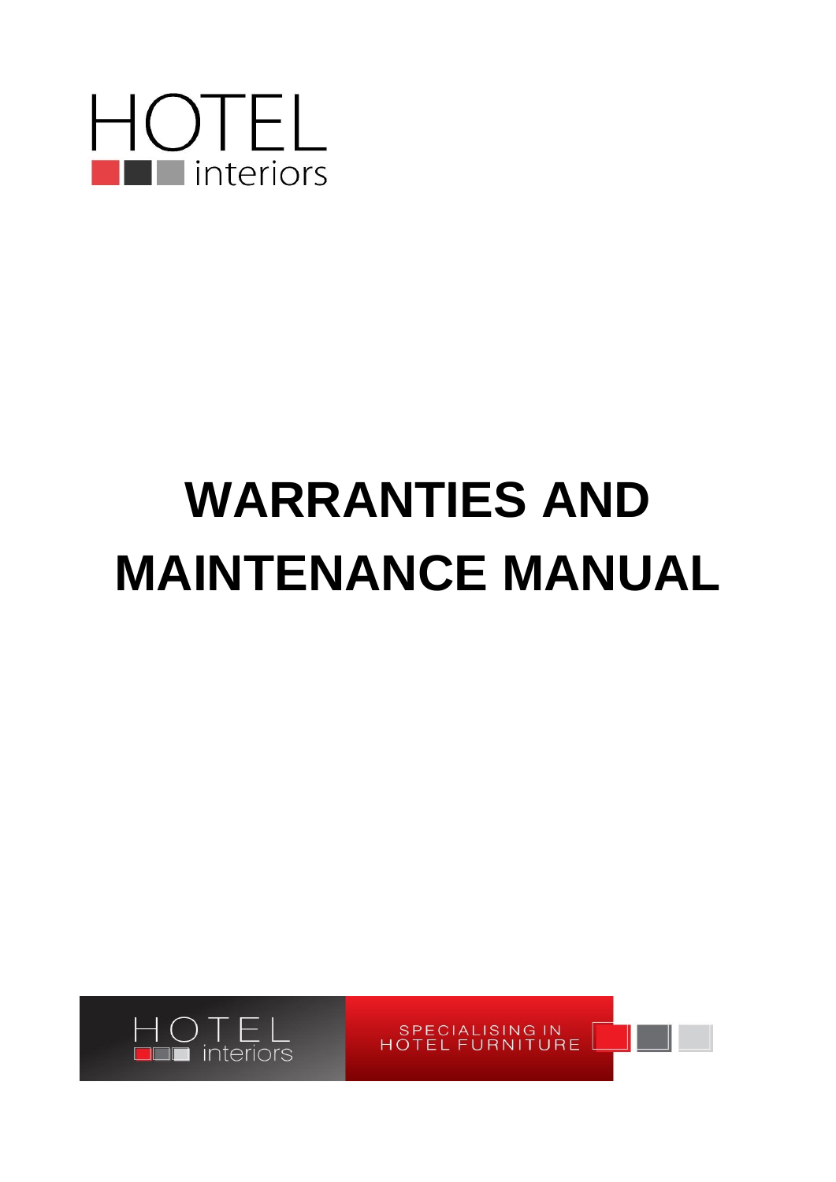HOTEL
interiors

# WARRANTIES AND MAINTENANCE MANUAL

HOTEL
interiors

SPECIALISING IN
HOTEL FURNITURE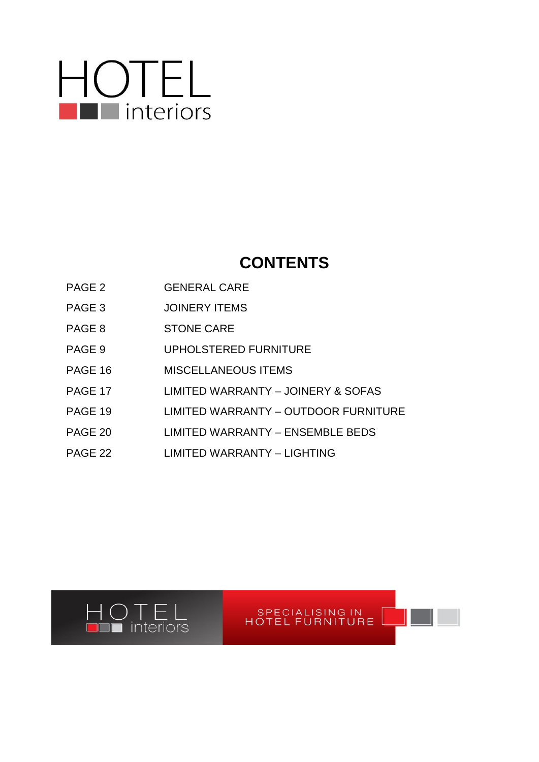HOTEL
interiors

## CONTENTS

| | |
|---|---|
| PAGE 2 | GENERAL CARE |
| PAGE 3 | JOINERY ITEMS |
| PAGE 8 | STONE CARE |
| PAGE 9 | UPHOLSTERED FURNITURE |
| PAGE 16 | MISCELLANEOUS ITEMS |
| PAGE 17 | LIMITED WARRANTY – JOINERY & SOFAS |
| PAGE 19 | LIMITED WARRANTY – OUTDOOR FURNITURE |
| PAGE 20 | LIMITED WARRANTY – ENSEMBLE BEDS |
| PAGE 22 | LIMITED WARRANTY – LIGHTING |

HOTEL interiors

SPECIALISING IN HOTEL FURNITURE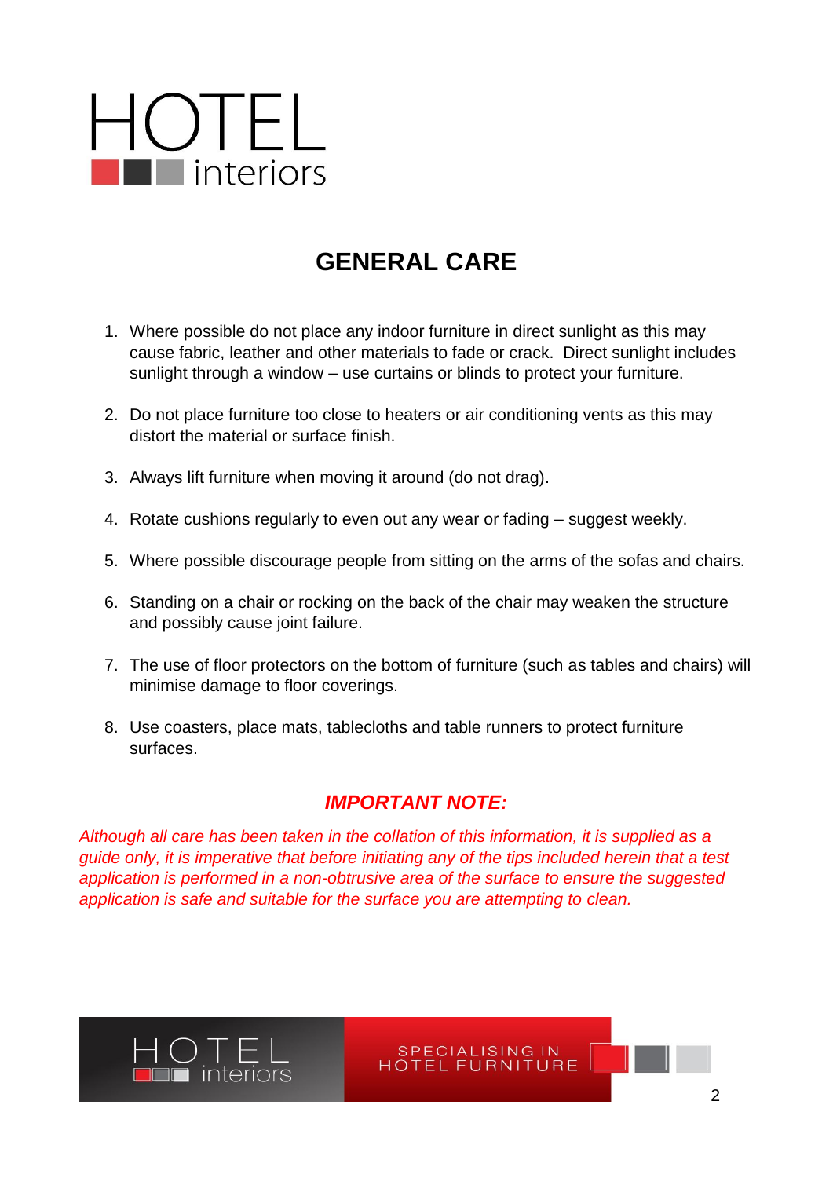# GENERAL CARE

1. Where possible do not place any indoor furniture in direct sunlight as this may cause fabric, leather and other materials to fade or crack. Direct sunlight includes sunlight through a window – use curtains or blinds to protect your furniture.

2. Do not place furniture too close to heaters or air conditioning vents as this may distort the material or surface finish.

3. Always lift furniture when moving it around (do not drag).

4. Rotate cushions regularly to even out any wear or fading – suggest weekly.

5. Where possible discourage people from sitting on the arms of the sofas and chairs.

6. Standing on a chair or rocking on the back of the chair may weaken the structure and possibly cause joint failure.

7. The use of floor protectors on the bottom of furniture (such as tables and chairs) will minimise damage to floor coverings.

8. Use coasters, place mats, tablecloths and table runners to protect furniture surfaces.

### *IMPORTANT NOTE:*

*Although all care has been taken in the collation of this information, it is supplied as a guide only, it is imperative that before initiating any of the tips included herein that a test application is performed in a non-obtrusive area of the surface to ensure the suggested application is safe and suitable for the surface you are attempting to clean.*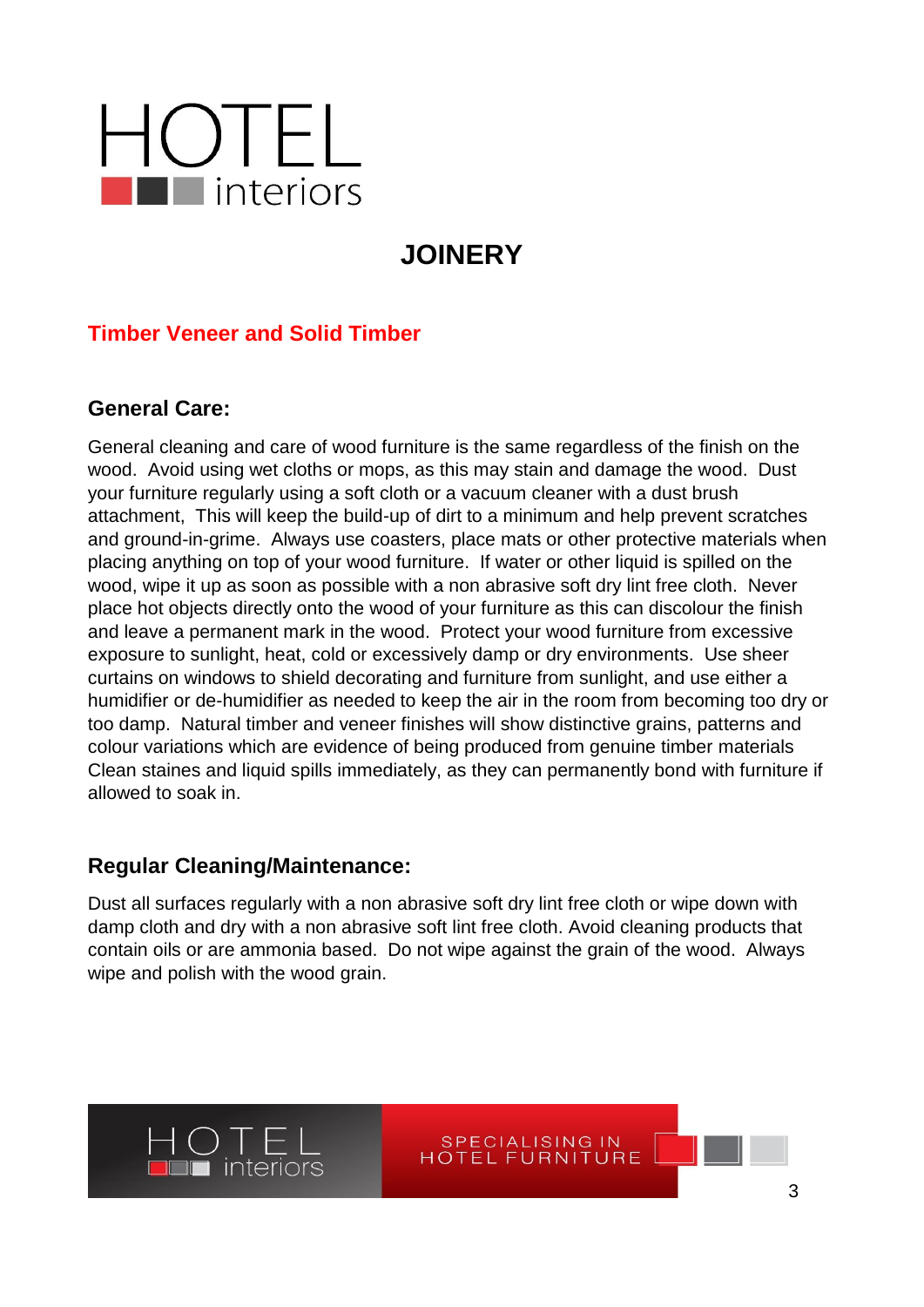# JOINERY

## Timber Veneer and Solid Timber

### General Care:

General cleaning and care of wood furniture is the same regardless of the finish on the wood. Avoid using wet cloths or mops, as this may stain and damage the wood. Dust your furniture regularly using a soft cloth or a vacuum cleaner with a dust brush attachment, This will keep the build-up of dirt to a minimum and help prevent scratches and ground-in-grime. Always use coasters, place mats or other protective materials when placing anything on top of your wood furniture. If water or other liquid is spilled on the wood, wipe it up as soon as possible with a non abrasive soft dry lint free cloth. Never place hot objects directly onto the wood of your furniture as this can discolour the finish and leave a permanent mark in the wood. Protect your wood furniture from excessive exposure to sunlight, heat, cold or excessively damp or dry environments. Use sheer curtains on windows to shield decorating and furniture from sunlight, and use either a humidifier or de-humidifier as needed to keep the air in the room from becoming too dry or too damp. Natural timber and veneer finishes will show distinctive grains, patterns and colour variations which are evidence of being produced from genuine timber materials Clean staines and liquid spills immediately, as they can permanently bond with furniture if allowed to soak in.

### Regular Cleaning/Maintenance:

Dust all surfaces regularly with a non abrasive soft dry lint free cloth or wipe down with damp cloth and dry with a non abrasive soft lint free cloth. Avoid cleaning products that contain oils or are ammonia based. Do not wipe against the grain of the wood. Always wipe and polish with the wood grain.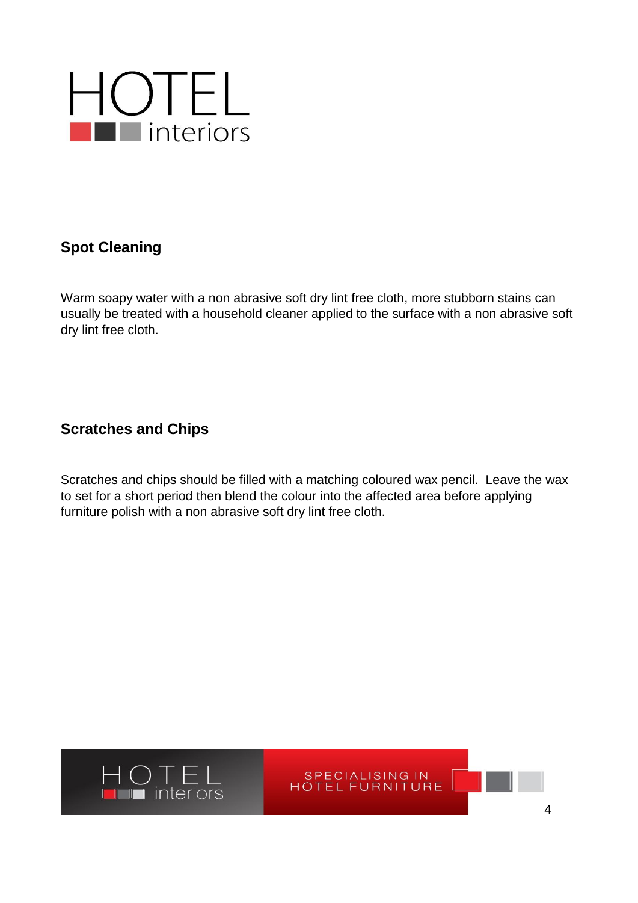## Spot Cleaning

Warm soapy water with a non abrasive soft dry lint free cloth, more stubborn stains can usually be treated with a household cleaner applied to the surface with a non abrasive soft dry lint free cloth.

## Scratches and Chips

Scratches and chips should be filled with a matching coloured wax pencil.  Leave the wax to set for a short period then blend the colour into the affected area before applying furniture polish with a non abrasive soft dry lint free cloth.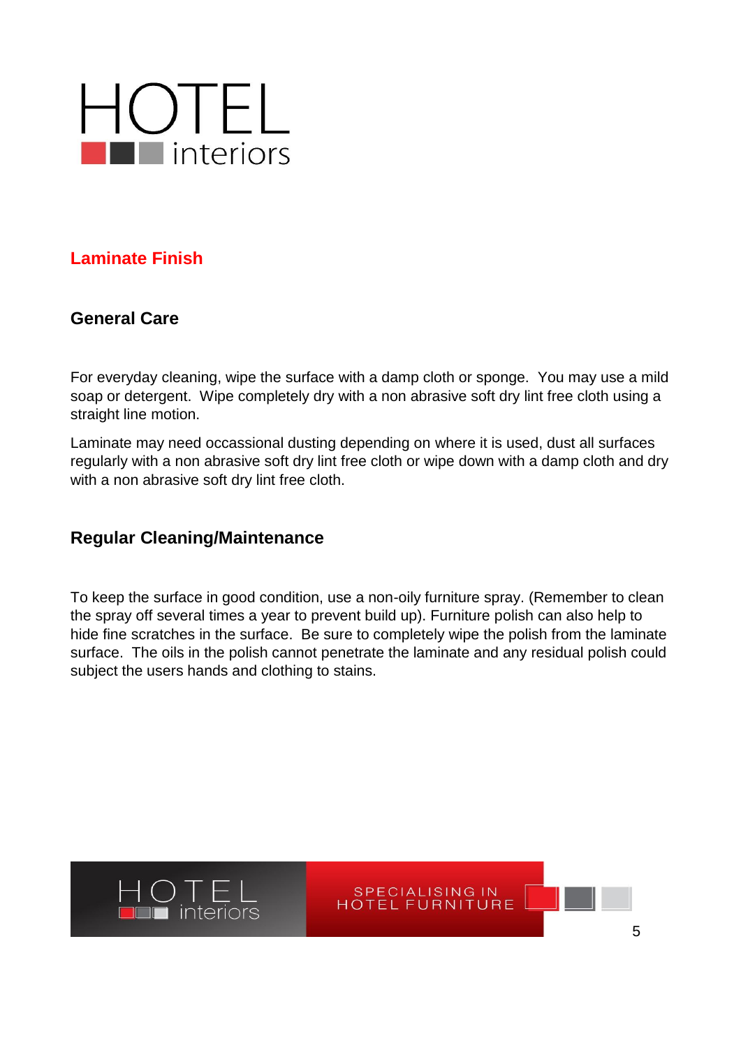## Laminate Finish

### General Care

For everyday cleaning, wipe the surface with a damp cloth or sponge. You may use a mild soap or detergent. Wipe completely dry with a non abrasive soft dry lint free cloth using a straight line motion.

Laminate may need occassional dusting depending on where it is used, dust all surfaces regularly with a non abrasive soft dry lint free cloth or wipe down with a damp cloth and dry with a non abrasive soft dry lint free cloth.

### Regular Cleaning/Maintenance

To keep the surface in good condition, use a non-oily furniture spray. (Remember to clean the spray off several times a year to prevent build up). Furniture polish can also help to hide fine scratches in the surface. Be sure to completely wipe the polish from the laminate surface. The oils in the polish cannot penetrate the laminate and any residual polish could subject the users hands and clothing to stains.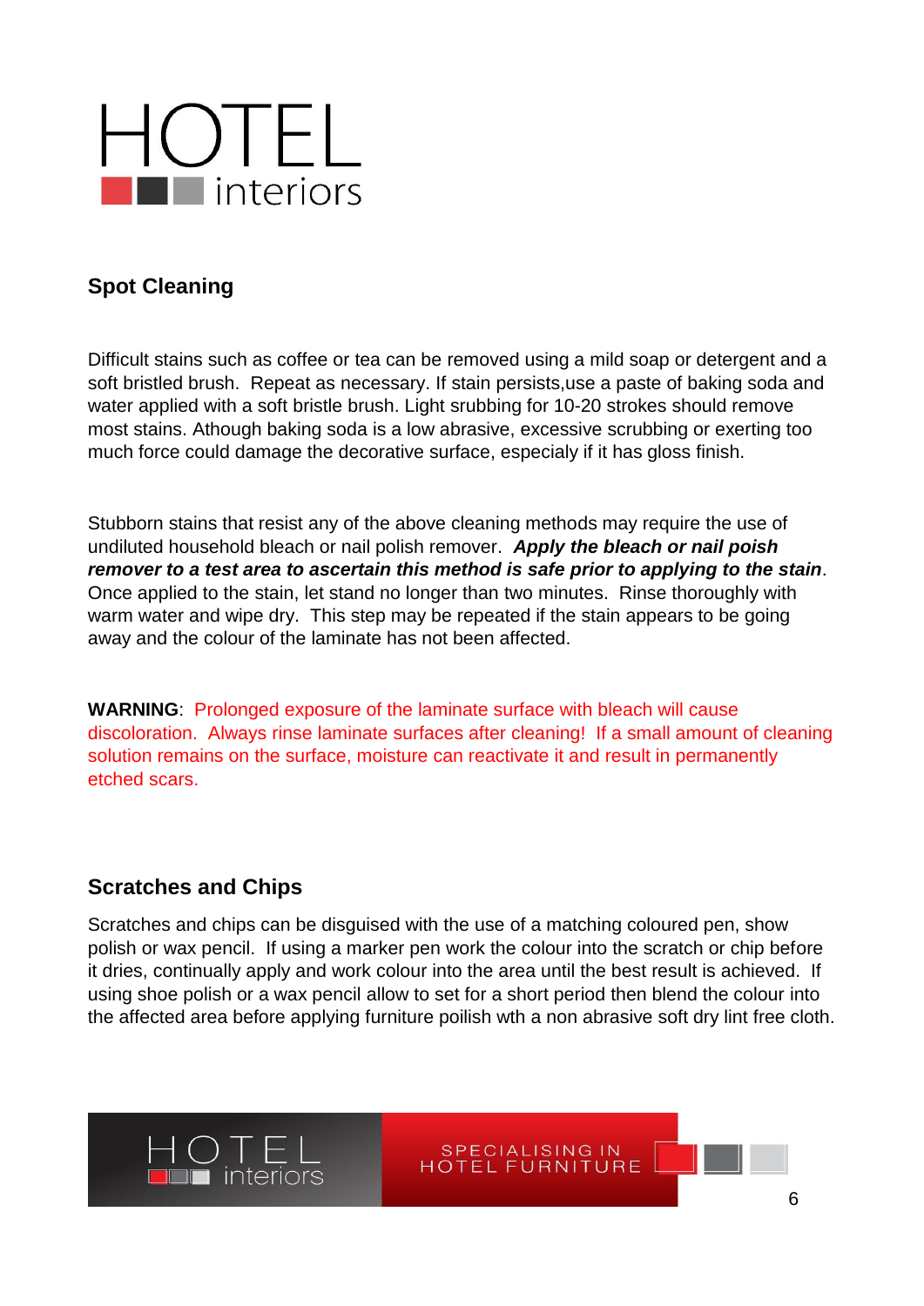## Spot Cleaning

Difficult stains such as coffee or tea can be removed using a mild soap or detergent and a soft bristled brush. Repeat as necessary. If stain persists,use a paste of baking soda and water applied with a soft bristle brush. Light srubbing for 10-20 strokes should remove most stains. Athough baking soda is a low abrasive, excessive scrubbing or exerting too much force could damage the decorative surface, especialy if it has gloss finish.

Stubborn stains that resist any of the above cleaning methods may require the use of undiluted household bleach or nail polish remover. ***Apply the bleach or nail poish remover to a test area to ascertain this method is safe prior to applying to the stain***. Once applied to the stain, let stand no longer than two minutes. Rinse thoroughly with warm water and wipe dry. This step may be repeated if the stain appears to be going away and the colour of the laminate has not been affected.

**WARNING**: Prolonged exposure of the laminate surface with bleach will cause discoloration. Always rinse laminate surfaces after cleaning! If a small amount of cleaning solution remains on the surface, moisture can reactivate it and result in permanently etched scars.

## Scratches and Chips

Scratches and chips can be disguised with the use of a matching coloured pen, show polish or wax pencil. If using a marker pen work the colour into the scratch or chip before it dries, continually apply and work colour into the area until the best result is achieved. If using shoe polish or a wax pencil allow to set for a short period then blend the colour into the affected area before applying furniture poilish wth a non abrasive soft dry lint free cloth.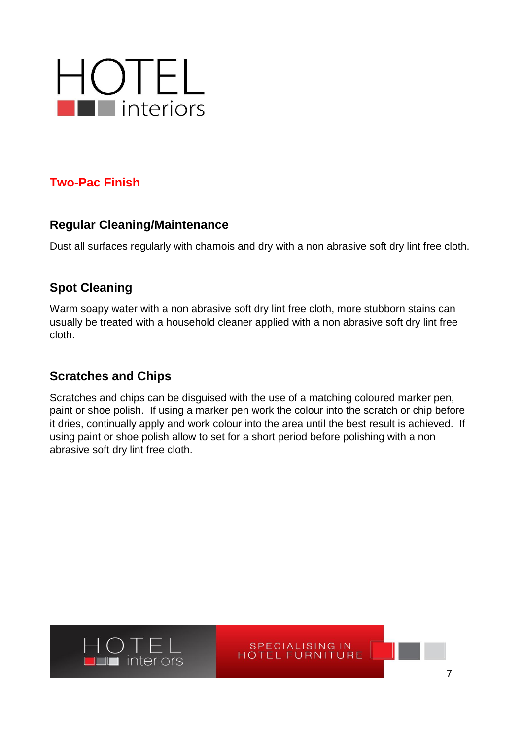## Two-Pac Finish

### Regular Cleaning/Maintenance

Dust all surfaces regularly with chamois and dry with a non abrasive soft dry lint free cloth.

### Spot Cleaning

Warm soapy water with a non abrasive soft dry lint free cloth, more stubborn stains can usually be treated with a household cleaner applied with a non abrasive soft dry lint free cloth.

### Scratches and Chips

Scratches and chips can be disguised with the use of a matching coloured marker pen, paint or shoe polish. If using a marker pen work the colour into the scratch or chip before it dries, continually apply and work colour into the area until the best result is achieved. If using paint or shoe polish allow to set for a short period before polishing with a non abrasive soft dry lint free cloth.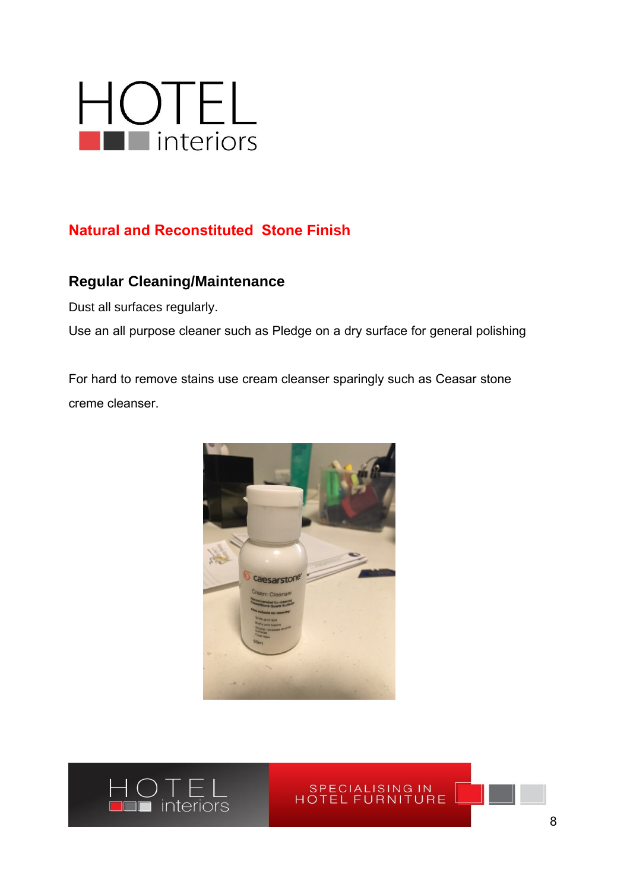## Natural and Reconstituted Stone Finish

### Regular Cleaning/Maintenance

Dust all surfaces regularly.

Use an all purpose cleaner such as Pledge on a dry surface for general polishing

For hard to remove stains use cream cleanser sparingly such as Ceasar stone creme cleanser.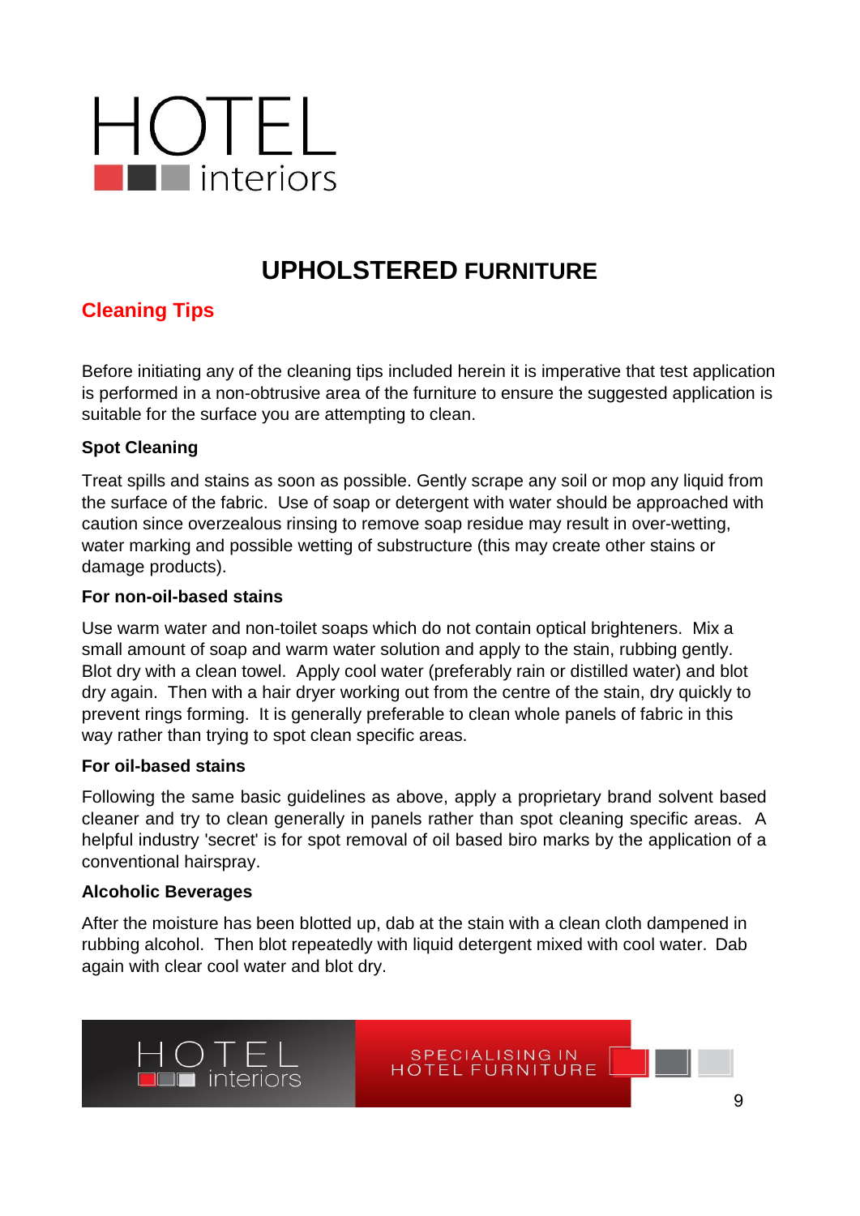# UPHOLSTERED FURNITURE

## Cleaning Tips

Before initiating any of the cleaning tips included herein it is imperative that test application is performed in a non-obtrusive area of the furniture to ensure the suggested application is suitable for the surface you are attempting to clean.

### Spot Cleaning

Treat spills and stains as soon as possible. Gently scrape any soil or mop any liquid from the surface of the fabric. Use of soap or detergent with water should be approached with caution since overzealous rinsing to remove soap residue may result in over-wetting, water marking and possible wetting of substructure (this may create other stains or damage products).

### For non-oil-based stains

Use warm water and non-toilet soaps which do not contain optical brighteners. Mix a small amount of soap and warm water solution and apply to the stain, rubbing gently. Blot dry with a clean towel. Apply cool water (preferably rain or distilled water) and blot dry again. Then with a hair dryer working out from the centre of the stain, dry quickly to prevent rings forming. It is generally preferable to clean whole panels of fabric in this way rather than trying to spot clean specific areas.

### For oil-based stains

Following the same basic guidelines as above, apply a proprietary brand solvent based cleaner and try to clean generally in panels rather than spot cleaning specific areas. A helpful industry 'secret' is for spot removal of oil based biro marks by the application of a conventional hairspray.

### Alcoholic Beverages

After the moisture has been blotted up, dab at the stain with a clean cloth dampened in rubbing alcohol. Then blot repeatedly with liquid detergent mixed with cool water. Dab again with clear cool water and blot dry.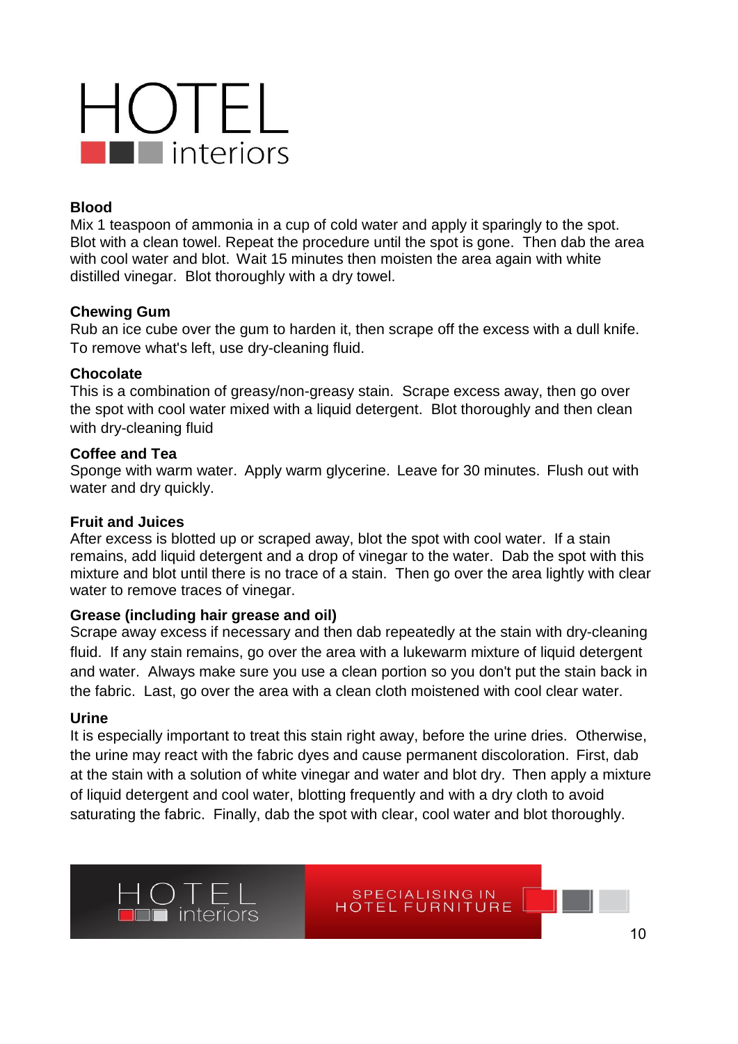### Blood

Mix 1 teaspoon of ammonia in a cup of cold water and apply it sparingly to the spot. Blot with a clean towel. Repeat the procedure until the spot is gone. Then dab the area with cool water and blot. Wait 15 minutes then moisten the area again with white distilled vinegar. Blot thoroughly with a dry towel.

### Chewing Gum

Rub an ice cube over the gum to harden it, then scrape off the excess with a dull knife. To remove what's left, use dry-cleaning fluid.

### Chocolate

This is a combination of greasy/non-greasy stain. Scrape excess away, then go over the spot with cool water mixed with a liquid detergent. Blot thoroughly and then clean with dry-cleaning fluid

### Coffee and Tea

Sponge with warm water. Apply warm glycerine. Leave for 30 minutes. Flush out with water and dry quickly.

### Fruit and Juices

After excess is blotted up or scraped away, blot the spot with cool water. If a stain remains, add liquid detergent and a drop of vinegar to the water. Dab the spot with this mixture and blot until there is no trace of a stain. Then go over the area lightly with clear water to remove traces of vinegar.

### Grease (including hair grease and oil)

Scrape away excess if necessary and then dab repeatedly at the stain with dry-cleaning fluid. If any stain remains, go over the area with a lukewarm mixture of liquid detergent and water. Always make sure you use a clean portion so you don't put the stain back in the fabric. Last, go over the area with a clean cloth moistened with cool clear water.

### Urine

It is especially important to treat this stain right away, before the urine dries. Otherwise, the urine may react with the fabric dyes and cause permanent discoloration. First, dab at the stain with a solution of white vinegar and water and blot dry. Then apply a mixture of liquid detergent and cool water, blotting frequently and with a dry cloth to avoid saturating the fabric. Finally, dab the spot with clear, cool water and blot thoroughly.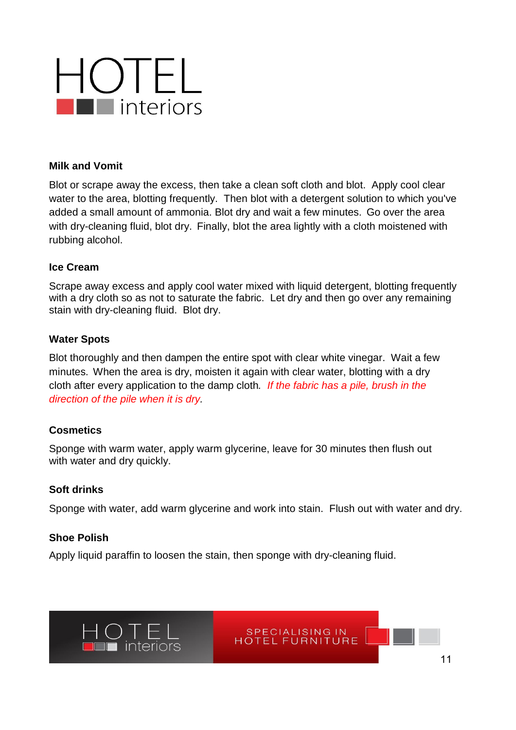### Milk and Vomit

Blot or scrape away the excess, then take a clean soft cloth and blot. Apply cool clear water to the area, blotting frequently. Then blot with a detergent solution to which you've added a small amount of ammonia. Blot dry and wait a few minutes. Go over the area with dry-cleaning fluid, blot dry. Finally, blot the area lightly with a cloth moistened with rubbing alcohol.

### Ice Cream

Scrape away excess and apply cool water mixed with liquid detergent, blotting frequently with a dry cloth so as not to saturate the fabric. Let dry and then go over any remaining stain with dry-cleaning fluid. Blot dry.

### Water Spots

Blot thoroughly and then dampen the entire spot with clear white vinegar. Wait a few minutes. When the area is dry, moisten it again with clear water, blotting with a dry cloth after every application to the damp cloth. *If the fabric has a pile, brush in the direction of the pile when it is dry.*

### Cosmetics

Sponge with warm water, apply warm glycerine, leave for 30 minutes then flush out with water and dry quickly.

### Soft drinks

Sponge with water, add warm glycerine and work into stain. Flush out with water and dry.

### Shoe Polish

Apply liquid paraffin to loosen the stain, then sponge with dry-cleaning fluid.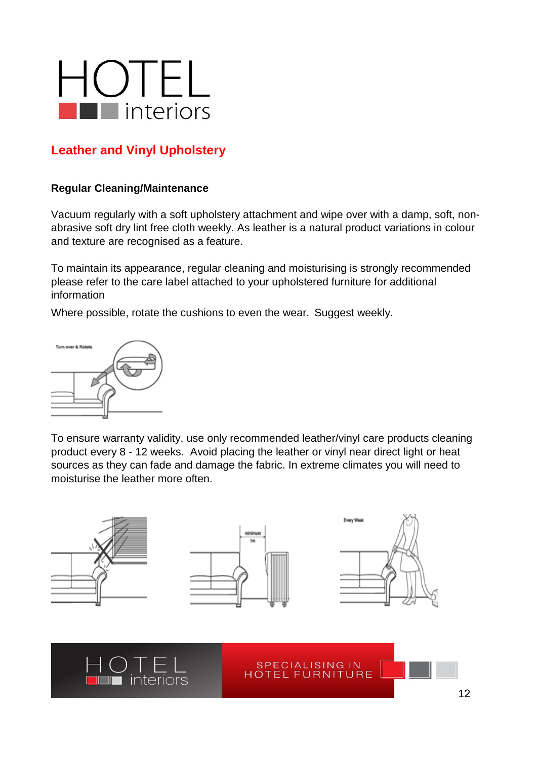## Leather and Vinyl Upholstery

### Regular Cleaning/Maintenance

Vacuum regularly with a soft upholstery attachment and wipe over with a damp, soft, non-abrasive soft dry lint free cloth weekly. As leather is a natural product variations in colour and texture are recognised as a feature.

To maintain its appearance, regular cleaning and moisturising is strongly recommended please refer to the care label attached to your upholstered furniture for additional information

Where possible, rotate the cushions to even the wear. Suggest weekly.

To ensure warranty validity, use only recommended leather/vinyl care products cleaning product every 8 - 12 weeks. Avoid placing the leather or vinyl near direct light or heat sources as they can fade and damage the fabric. In extreme climates you will need to moisturise the leather more often.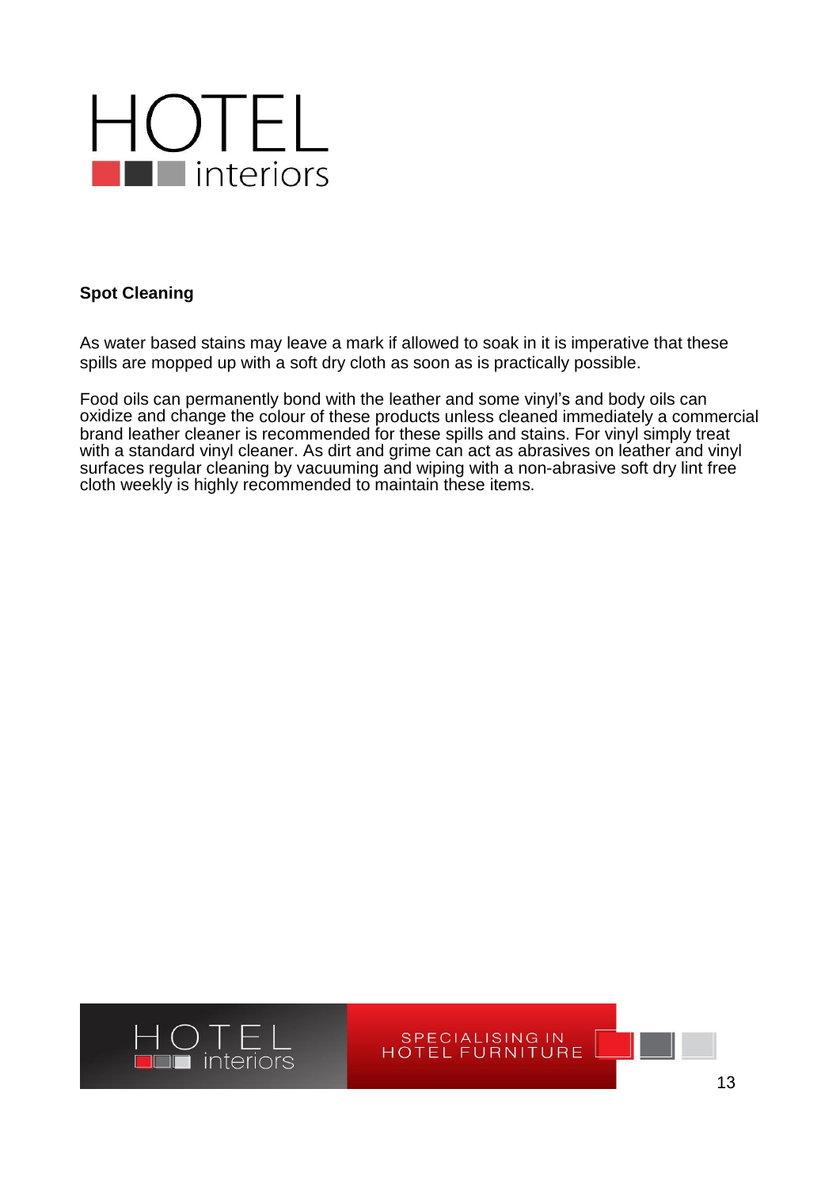## Spot Cleaning

As water based stains may leave a mark if allowed to soak in it is imperative that these spills are mopped up with a soft dry cloth as soon as is practically possible.

Food oils can permanently bond with the leather and some vinyl's and body oils can oxidize and change the colour of these products unless cleaned immediately a commercial brand leather cleaner is recommended for these spills and stains. For vinyl simply treat with a standard vinyl cleaner. As dirt and grime can act as abrasives on leather and vinyl surfaces regular cleaning by vacuuming and wiping with a non-abrasive soft dry lint free cloth weekly is highly recommended to maintain these items.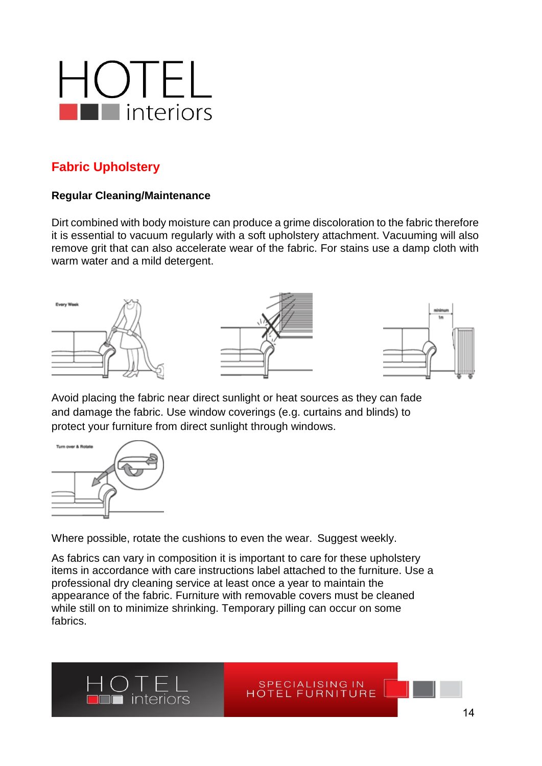## Fabric Upholstery

**Regular Cleaning/Maintenance**

Dirt combined with body moisture can produce a grime discoloration to the fabric therefore it is essential to vacuum regularly with a soft upholstery attachment. Vacuuming will also remove grit that can also accelerate wear of the fabric. For stains use a damp cloth with warm water and a mild detergent.

Avoid placing the fabric near direct sunlight or heat sources as they can fade and damage the fabric. Use window coverings (e.g. curtains and blinds) to protect your furniture from direct sunlight through windows.

Where possible, rotate the cushions to even the wear. Suggest weekly.

As fabrics can vary in composition it is important to care for these upholstery items in accordance with care instructions label attached to the furniture. Use a professional dry cleaning service at least once a year to maintain the appearance of the fabric. Furniture with removable covers must be cleaned while still on to minimize shrinking. Temporary pilling can occur on some fabrics.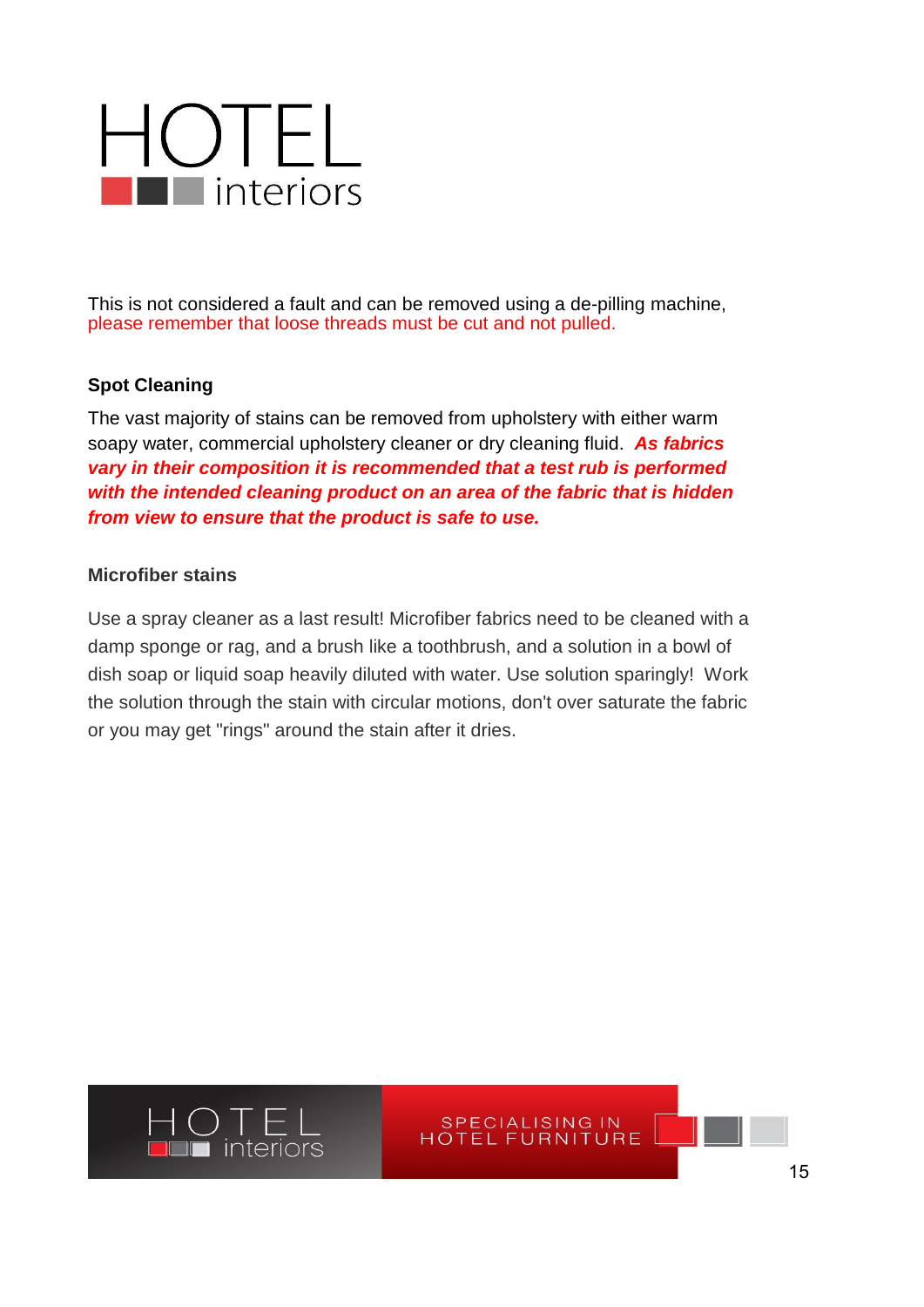This is not considered a fault and can be removed using a de-pilling machine, please remember that loose threads must be cut and not pulled.

### Spot Cleaning

The vast majority of stains can be removed from upholstery with either warm soapy water, commercial upholstery cleaner or dry cleaning fluid. ***As fabrics vary in their composition it is recommended that a test rub is performed with the intended cleaning product on an area of the fabric that is hidden from view to ensure that the product is safe to use.***

### Microfiber stains

Use a spray cleaner as a last result! Microfiber fabrics need to be cleaned with a damp sponge or rag, and a brush like a toothbrush, and a solution in a bowl of dish soap or liquid soap heavily diluted with water. Use solution sparingly! Work the solution through the stain with circular motions, don't over saturate the fabric or you may get "rings" around the stain after it dries.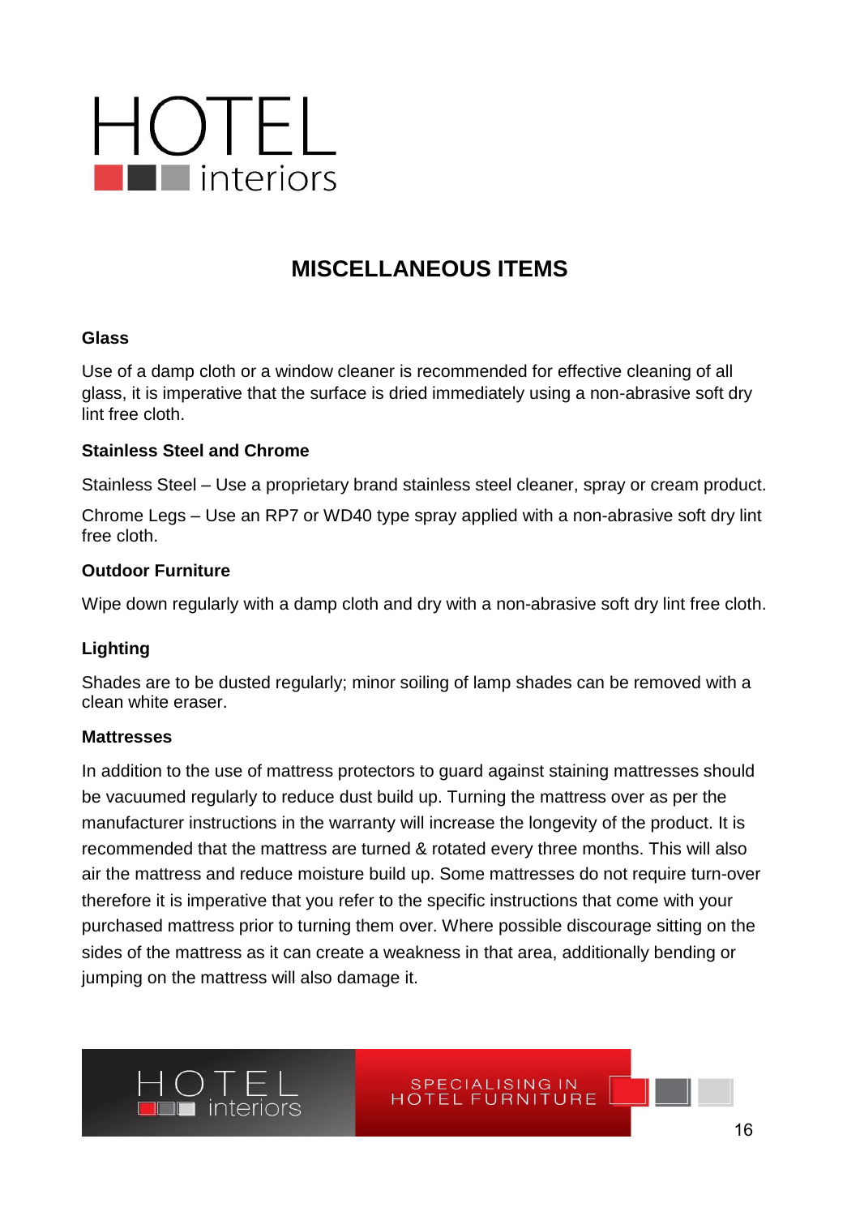# MISCELLANEOUS ITEMS

### Glass

Use of a damp cloth or a window cleaner is recommended for effective cleaning of all glass, it is imperative that the surface is dried immediately using a non-abrasive soft dry lint free cloth.

### Stainless Steel and Chrome

Stainless Steel – Use a proprietary brand stainless steel cleaner, spray or cream product.

Chrome Legs – Use an RP7 or WD40 type spray applied with a non-abrasive soft dry lint free cloth.

### Outdoor Furniture

Wipe down regularly with a damp cloth and dry with a non-abrasive soft dry lint free cloth.

### Lighting

Shades are to be dusted regularly; minor soiling of lamp shades can be removed with a clean white eraser.

### Mattresses

In addition to the use of mattress protectors to guard against staining mattresses should be vacuumed regularly to reduce dust build up. Turning the mattress over as per the manufacturer instructions in the warranty will increase the longevity of the product. It is recommended that the mattress are turned & rotated every three months. This will also air the mattress and reduce moisture build up. Some mattresses do not require turn-over therefore it is imperative that you refer to the specific instructions that come with your purchased mattress prior to turning them over. Where possible discourage sitting on the sides of the mattress as it can create a weakness in that area, additionally bending or jumping on the mattress will also damage it.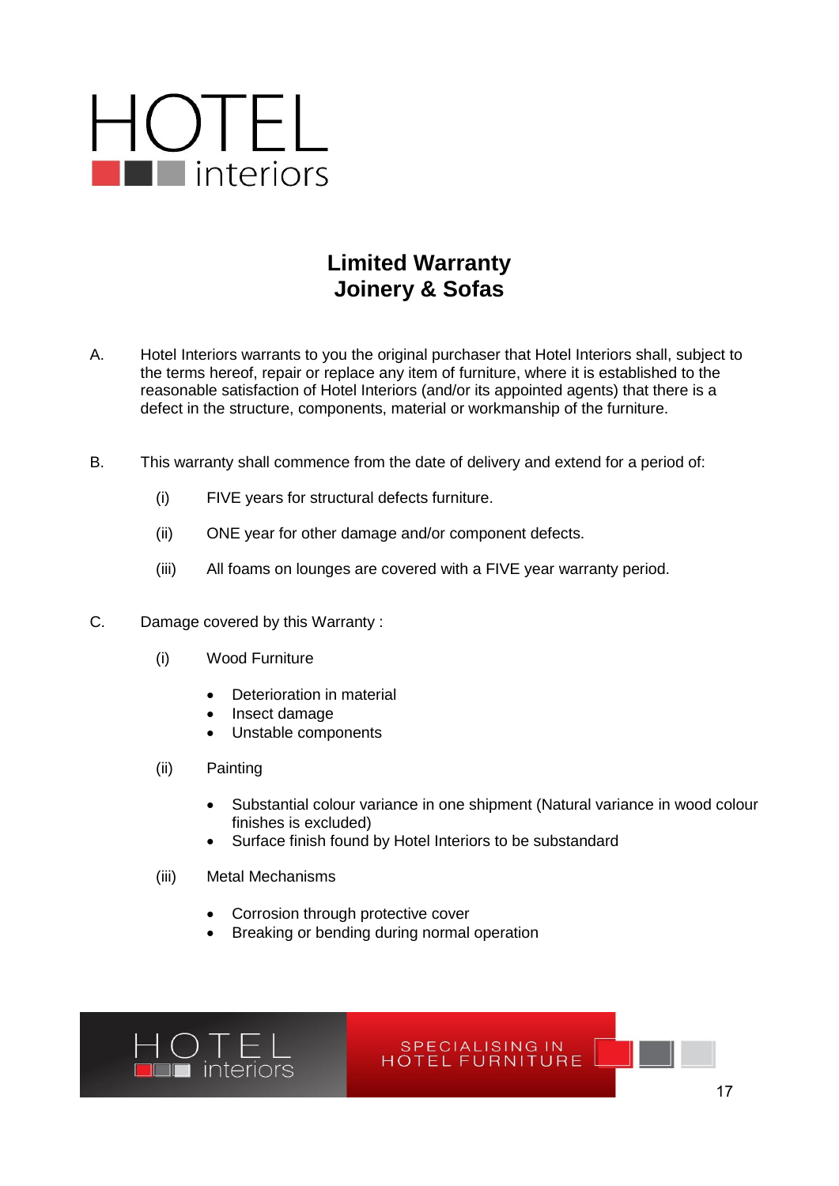HOTEL interiors

# Limited Warranty
# Joinery & Sofas

A. Hotel Interiors warrants to you the original purchaser that Hotel Interiors shall, subject to the terms hereof, repair or replace any item of furniture, where it is established to the reasonable satisfaction of Hotel Interiors (and/or its appointed agents) that there is a defect in the structure, components, material or workmanship of the furniture.

B. This warranty shall commence from the date of delivery and extend for a period of:

  (i) FIVE years for structural defects furniture.

  (ii) ONE year for other damage and/or component defects.

  (iii) All foams on lounges are covered with a FIVE year warranty period.

C. Damage covered by this Warranty :

  (i) Wood Furniture

  - Deterioration in material
  - Insect damage
  - Unstable components

  (ii) Painting

  - Substantial colour variance in one shipment (Natural variance in wood colour finishes is excluded)
  - Surface finish found by Hotel Interiors to be substandard

  (iii) Metal Mechanisms

  - Corrosion through protective cover
  - Breaking or bending during normal operation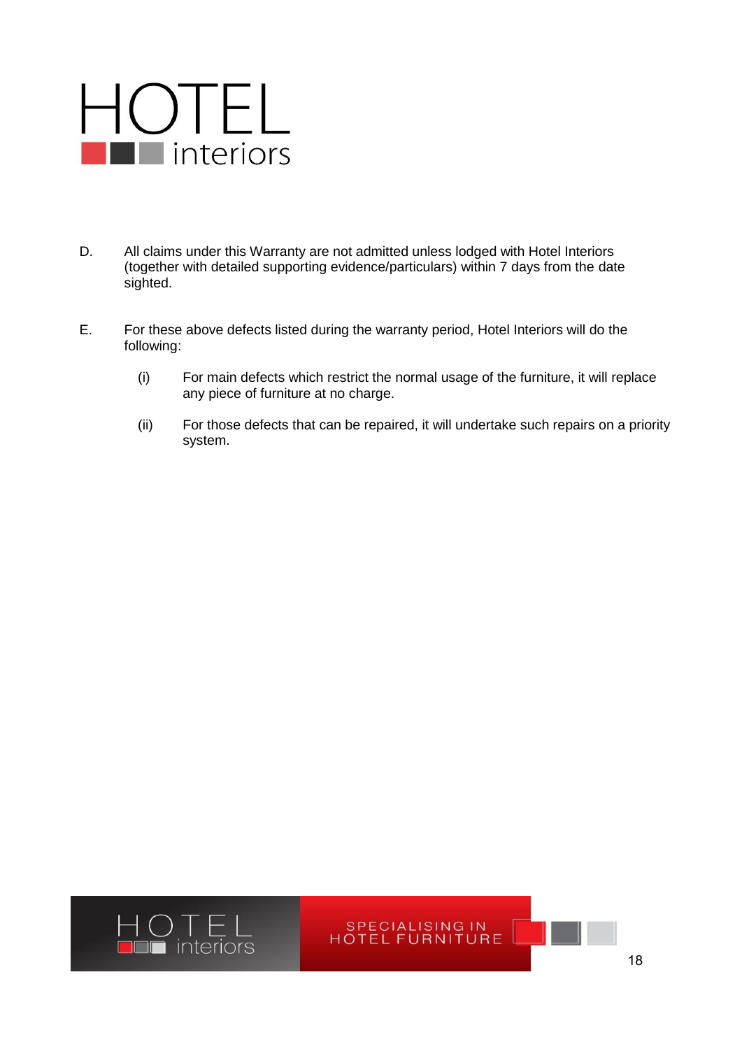D. All claims under this Warranty are not admitted unless lodged with Hotel Interiors (together with detailed supporting evidence/particulars) within 7 days from the date sighted.

E. For these above defects listed during the warranty period, Hotel Interiors will do the following:

   (i) For main defects which restrict the normal usage of the furniture, it will replace any piece of furniture at no charge.

   (ii) For those defects that can be repaired, it will undertake such repairs on a priority system.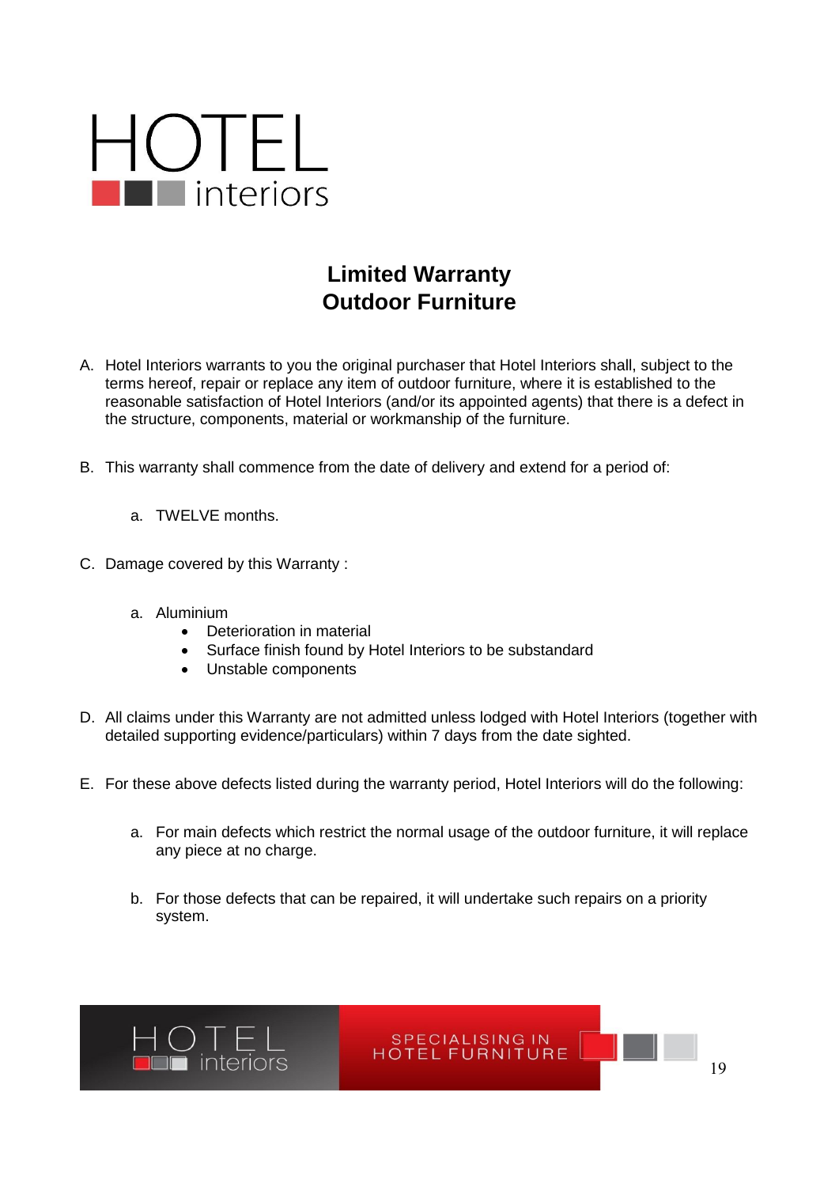HOTEL
interiors

# Limited Warranty
# Outdoor Furniture

A. Hotel Interiors warrants to you the original purchaser that Hotel Interiors shall, subject to the terms hereof, repair or replace any item of outdoor furniture, where it is established to the reasonable satisfaction of Hotel Interiors (and/or its appointed agents) that there is a defect in the structure, components, material or workmanship of the furniture.

B. This warranty shall commence from the date of delivery and extend for a period of:

    a. TWELVE months.

C. Damage covered by this Warranty :

    a. Aluminium
        - Deterioration in material
        - Surface finish found by Hotel Interiors to be substandard
        - Unstable components

D. All claims under this Warranty are not admitted unless lodged with Hotel Interiors (together with detailed supporting evidence/particulars) within 7 days from the date sighted.

E. For these above defects listed during the warranty period, Hotel Interiors will do the following:

    a. For main defects which restrict the normal usage of the outdoor furniture, it will replace any piece at no charge.

    b. For those defects that can be repaired, it will undertake such repairs on a priority system.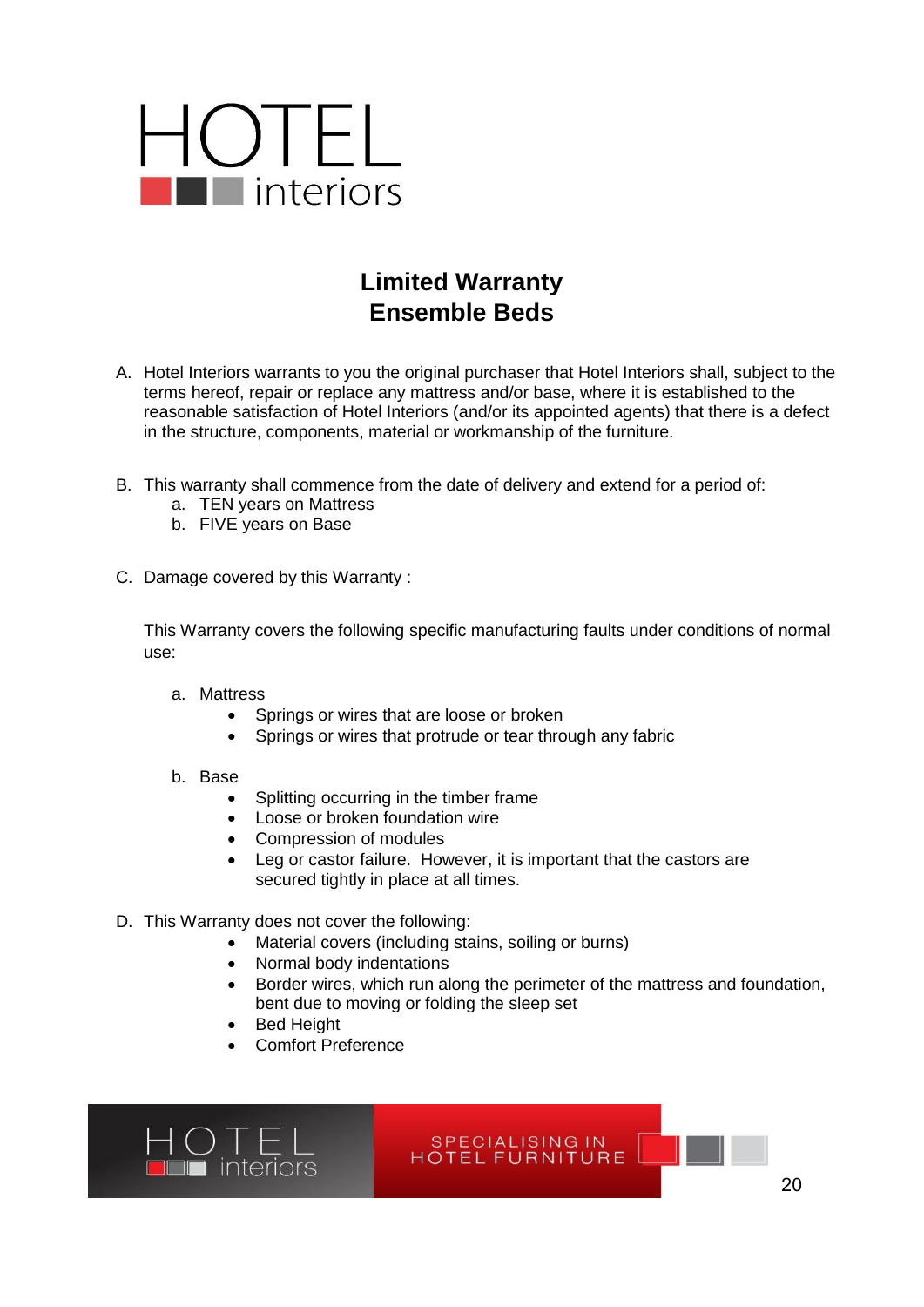HOTEL interiors

# Limited Warranty
# Ensemble Beds

A. Hotel Interiors warrants to you the original purchaser that Hotel Interiors shall, subject to the terms hereof, repair or replace any mattress and/or base, where it is established to the reasonable satisfaction of Hotel Interiors (and/or its appointed agents) that there is a defect in the structure, components, material or workmanship of the furniture.

B. This warranty shall commence from the date of delivery and extend for a period of:
   a. TEN years on Mattress
   b. FIVE years on Base

C. Damage covered by this Warranty :

   This Warranty covers the following specific manufacturing faults under conditions of normal use:

   a. Mattress
      - Springs or wires that are loose or broken
      - Springs or wires that protrude or tear through any fabric

   b. Base
      - Splitting occurring in the timber frame
      - Loose or broken foundation wire
      - Compression of modules
      - Leg or castor failure. However, it is important that the castors are secured tightly in place at all times.

D. This Warranty does not cover the following:
   - Material covers (including stains, soiling or burns)
   - Normal body indentations
   - Border wires, which run along the perimeter of the mattress and foundation, bent due to moving or folding the sleep set
   - Bed Height
   - Comfort Preference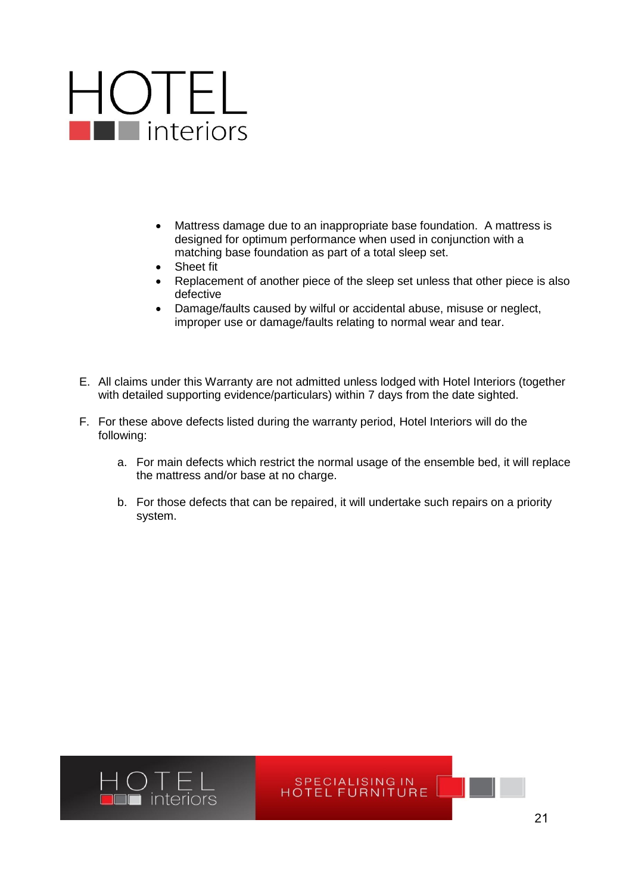- Mattress damage due to an inappropriate base foundation.  A mattress is designed for optimum performance when used in conjunction with a matching base foundation as part of a total sleep set.
- Sheet fit
- Replacement of another piece of the sleep set unless that other piece is also defective
- Damage/faults caused by wilful or accidental abuse, misuse or neglect, improper use or damage/faults relating to normal wear and tear.

E. All claims under this Warranty are not admitted unless lodged with Hotel Interiors (together with detailed supporting evidence/particulars) within 7 days from the date sighted.

F. For these above defects listed during the warranty period, Hotel Interiors will do the following:

   a. For main defects which restrict the normal usage of the ensemble bed, it will replace the mattress and/or base at no charge.

   b. For those defects that can be repaired, it will undertake such repairs on a priority system.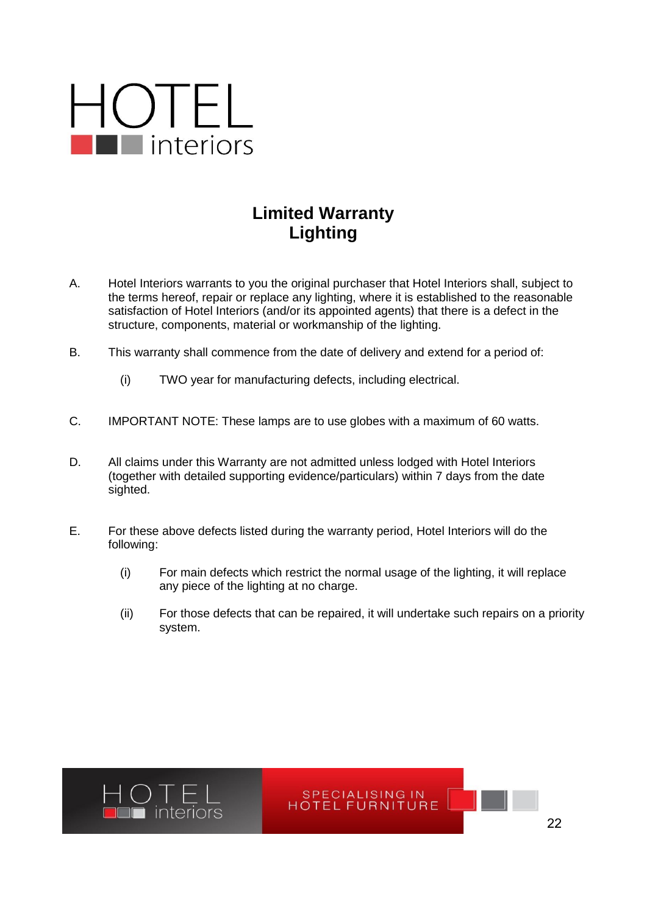# HOTEL interiors

## Limited Warranty
## Lighting

A. Hotel Interiors warrants to you the original purchaser that Hotel Interiors shall, subject to the terms hereof, repair or replace any lighting, where it is established to the reasonable satisfaction of Hotel Interiors (and/or its appointed agents) that there is a defect in the structure, components, material or workmanship of the lighting.

B. This warranty shall commence from the date of delivery and extend for a period of:

   (i) TWO year for manufacturing defects, including electrical.

C. IMPORTANT NOTE: These lamps are to use globes with a maximum of 60 watts.

D. All claims under this Warranty are not admitted unless lodged with Hotel Interiors (together with detailed supporting evidence/particulars) within 7 days from the date sighted.

E. For these above defects listed during the warranty period, Hotel Interiors will do the following:

   (i) For main defects which restrict the normal usage of the lighting, it will replace any piece of the lighting at no charge.

   (ii) For those defects that can be repaired, it will undertake such repairs on a priority system.

HOTEL interiors

SPECIALISING IN HOTEL FURNITURE